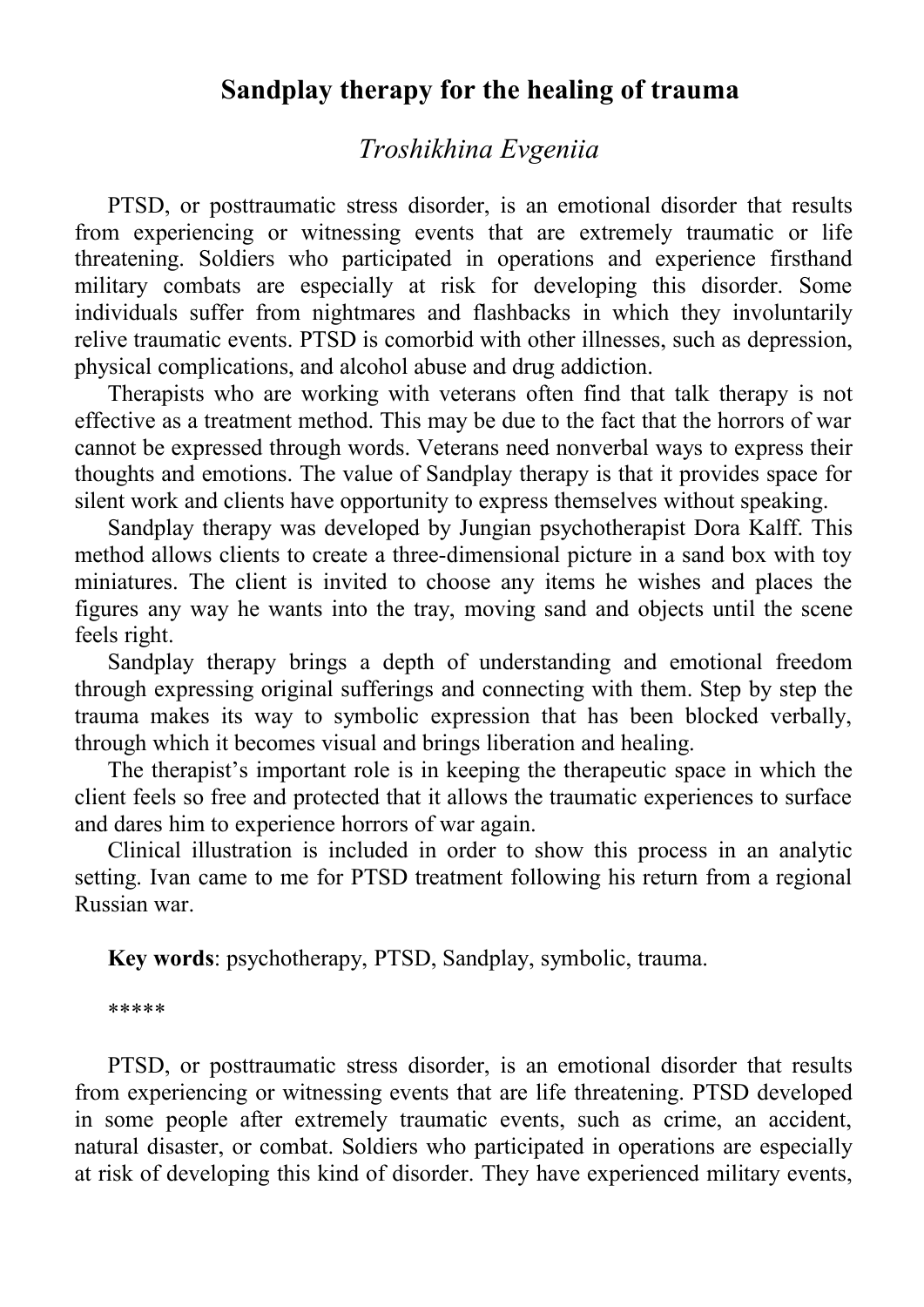# Sandplay therapy for the healing of trauma

*Troshikhina Evgeniia*

PTSD, or posttraumatic stress disorder, is an emotional disorder that results from experiencing or witnessing events that are extremely traumatic or life threatening. Soldiers who participated in operations and experience firsthand military combats are especially at risk for developing this disorder. Some individuals suffer from nightmares and flashbacks in which they involuntarily relive traumatic events. PTSD is comorbid with other illnesses, such as depression, physical complications, and alcohol abuse and drug addiction.

Therapists who are working with veterans often find that talk therapy is not effective as a treatment method. This may be due to the fact that the horrors of war cannot be expressed through words. Veterans need nonverbal ways to express their thoughts and emotions. The value of Sandplay therapy is that it provides space for silent work and clients have opportunity to express themselves without speaking.

Sandplay therapy was developed by Jungian psychotherapist Dora Kalff. This method allows clients to create a three-dimensional picture in a sand box with toy miniatures. The client is invited to choose any items he wishes and places the figures any way he wants into the tray, moving sand and objects until the scene feels right.

Sandplay therapy brings a depth of understanding and emotional freedom through expressing original sufferings and connecting with them. Step by step the trauma makes its way to symbolic expression that has been blocked verbally, through which it becomes visual and brings liberation and healing.

The therapist's important role is in keeping the therapeutic space in which the client feels so free and protected that it allows the traumatic experiences to surface and dares him to experience horrors of war again.

Clinical illustration is included in order to show this process in an analytic setting. Ivan came to me for PTSD treatment following his return from a regional Russian war.

**Key words**: psychotherapy, PTSD, Sandplay, symbolic, trauma.

\*\*\*\*\*

PTSD, or posttraumatic stress disorder, is an emotional disorder that results from experiencing or witnessing events that are life threatening. PTSD developed in some people after extremely traumatic events, such as crime, an accident, natural disaster, or combat. Soldiers who participated in operations are especially at risk of developing this kind of disorder. They have experienced military events,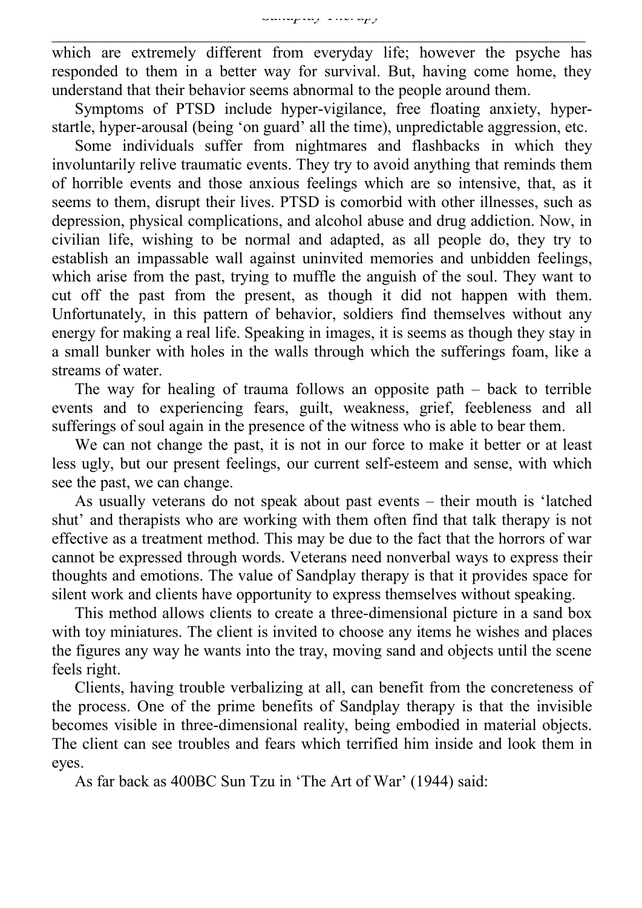which are extremely different from everyday life; however the psyche has responded to them in a better way for survival. But, having come home, they understand that their behavior seems abnormal to the people around them.

Symptoms of PTSD include hyper-vigilance, free floating anxiety, hyper-startle, hyper-arousal (being 'on guard' all the time), unpredictable aggression, etc.

Some individuals suffer from nightmares and flashbacks in which they involuntarily relive traumatic events. They try to avoid anything that reminds them of horrible events and those anxious feelings which are so intensive, that, as it seems to them, disrupt their lives. PTSD is comorbid with other illnesses, such as depression, physical complications, and alcohol abuse and drug addiction. Now, in civilian life, wishing to be normal and adapted, as all people do, they try to establish an impassable wall against uninvited memories and unbidden feelings, which arise from the past, trying to muffle the anguish of the soul. They want to cut off the past from the present, as though it did not happen with them. Unfortunately, in this pattern of behavior, soldiers find themselves without any energy for making a real life. Speaking in images, it is seems as though they stay in a small bunker with holes in the walls through which the sufferings foam, like a streams of water.

The way for healing of trauma follows an opposite path – back to terrible events and to experiencing fears, guilt, weakness, grief, feebleness and all sufferings of soul again in the presence of the witness who is able to bear them.

We can not change the past, it is not in our force to make it better or at least less ugly, but our present feelings, our current self-esteem and sense, with which see the past, we can change.

As usually veterans do not speak about past events – their mouth is 'latched shut' and therapists who are working with them often find that talk therapy is not effective as a treatment method. This may be due to the fact that the horrors of war cannot be expressed through words. Veterans need nonverbal ways to express their thoughts and emotions. The value of Sandplay therapy is that it provides space for silent work and clients have opportunity to express themselves without speaking.

This method allows clients to create a three-dimensional picture in a sand box with toy miniatures. The client is invited to choose any items he wishes and places the figures any way he wants into the tray, moving sand and objects until the scene feels right.

Clients, having trouble verbalizing at all, can benefit from the concreteness of the process. One of the prime benefits of Sandplay therapy is that the invisible becomes visible in three-dimensional reality, being embodied in material objects. The client can see troubles and fears which terrified him inside and look them in eyes.

As far back as 400BC Sun Tzu in 'The Art of War' (1944) said: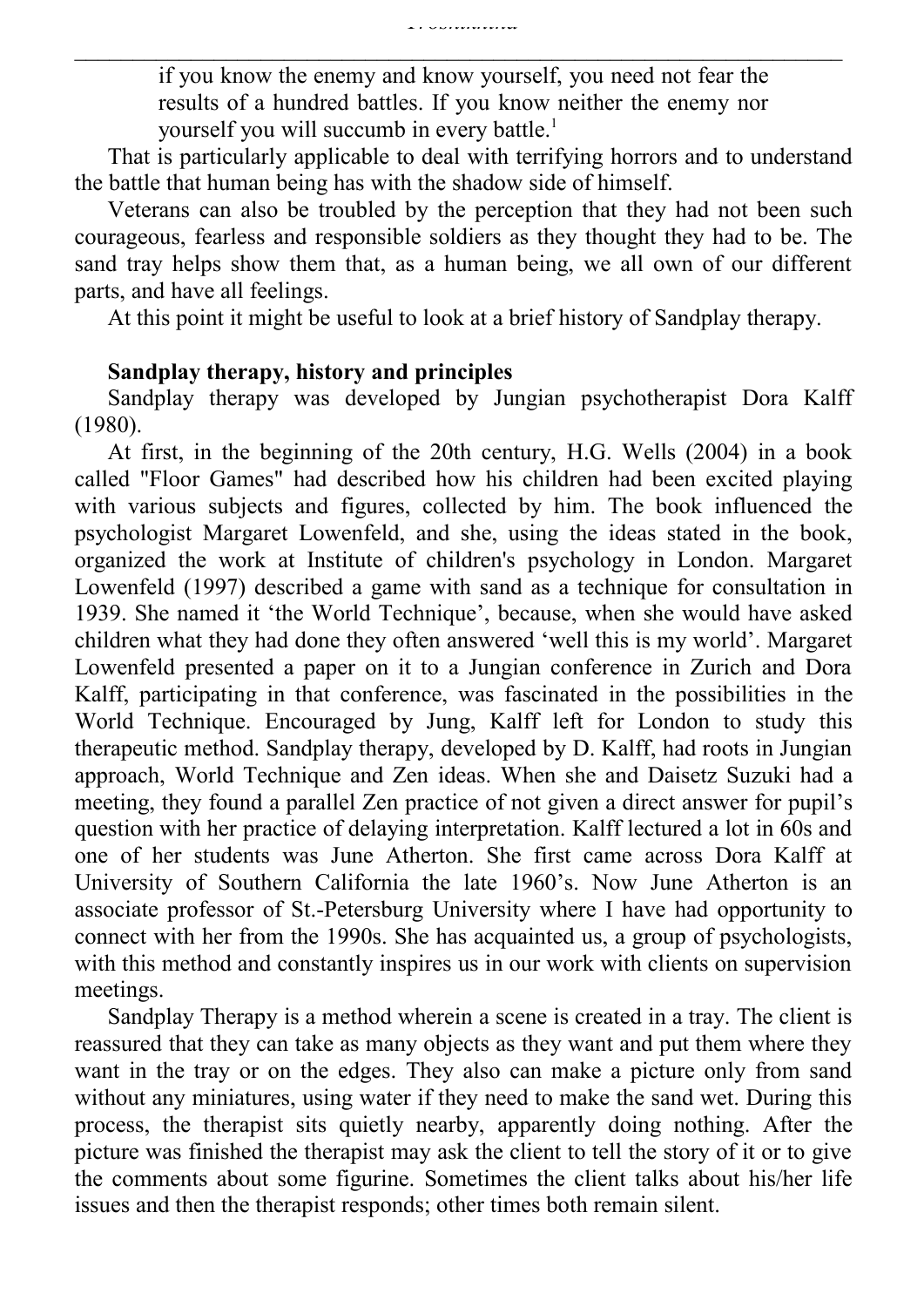> if you know the enemy and know yourself, you need not fear the results of a hundred battles. If you know neither the enemy nor yourself you will succumb in every battle.[1]

That is particularly applicable to deal with terrifying horrors and to understand the battle that human being has with the shadow side of himself.

Veterans can also be troubled by the perception that they had not been such courageous, fearless and responsible soldiers as they thought they had to be. The sand tray helps show them that, as a human being, we all own of our different parts, and have all feelings.

At this point it might be useful to look at a brief history of Sandplay therapy.

**Sandplay therapy, history and principles**

Sandplay therapy was developed by Jungian psychotherapist Dora Kalff (1980).

At first, in the beginning of the 20th century, H.G. Wells (2004) in a book called "Floor Games" had described how his children had been excited playing with various subjects and figures, collected by him. The book influenced the psychologist Margaret Lowenfeld, and she, using the ideas stated in the book, organized the work at Institute of children's psychology in London. Margaret Lowenfeld (1997) described a game with sand as a technique for consultation in 1939. She named it 'the World Technique', because, when she would have asked children what they had done they often answered 'well this is my world'. Margaret Lowenfeld presented a paper on it to a Jungian conference in Zurich and Dora Kalff, participating in that conference, was fascinated in the possibilities in the World Technique. Encouraged by Jung, Kalff left for London to study this therapeutic method. Sandplay therapy, developed by D. Kalff, had roots in Jungian approach, World Technique and Zen ideas. When she and Daisetz Suzuki had a meeting, they found a parallel Zen practice of not given a direct answer for pupil's question with her practice of delaying interpretation. Kalff lectured a lot in 60s and one of her students was June Atherton. She first came across Dora Kalff at University of Southern California the late 1960's. Now June Atherton is an associate professor of St.-Petersburg University where I have had opportunity to connect with her from the 1990s. She has acquainted us, a group of psychologists, with this method and constantly inspires us in our work with clients on supervision meetings.

Sandplay Therapy is a method wherein a scene is created in a tray. The client is reassured that they can take as many objects as they want and put them where they want in the tray or on the edges. They also can make a picture only from sand without any miniatures, using water if they need to make the sand wet. During this process, the therapist sits quietly nearby, apparently doing nothing. After the picture was finished the therapist may ask the client to tell the story of it or to give the comments about some figurine. Sometimes the client talks about his/her life issues and then the therapist responds; other times both remain silent.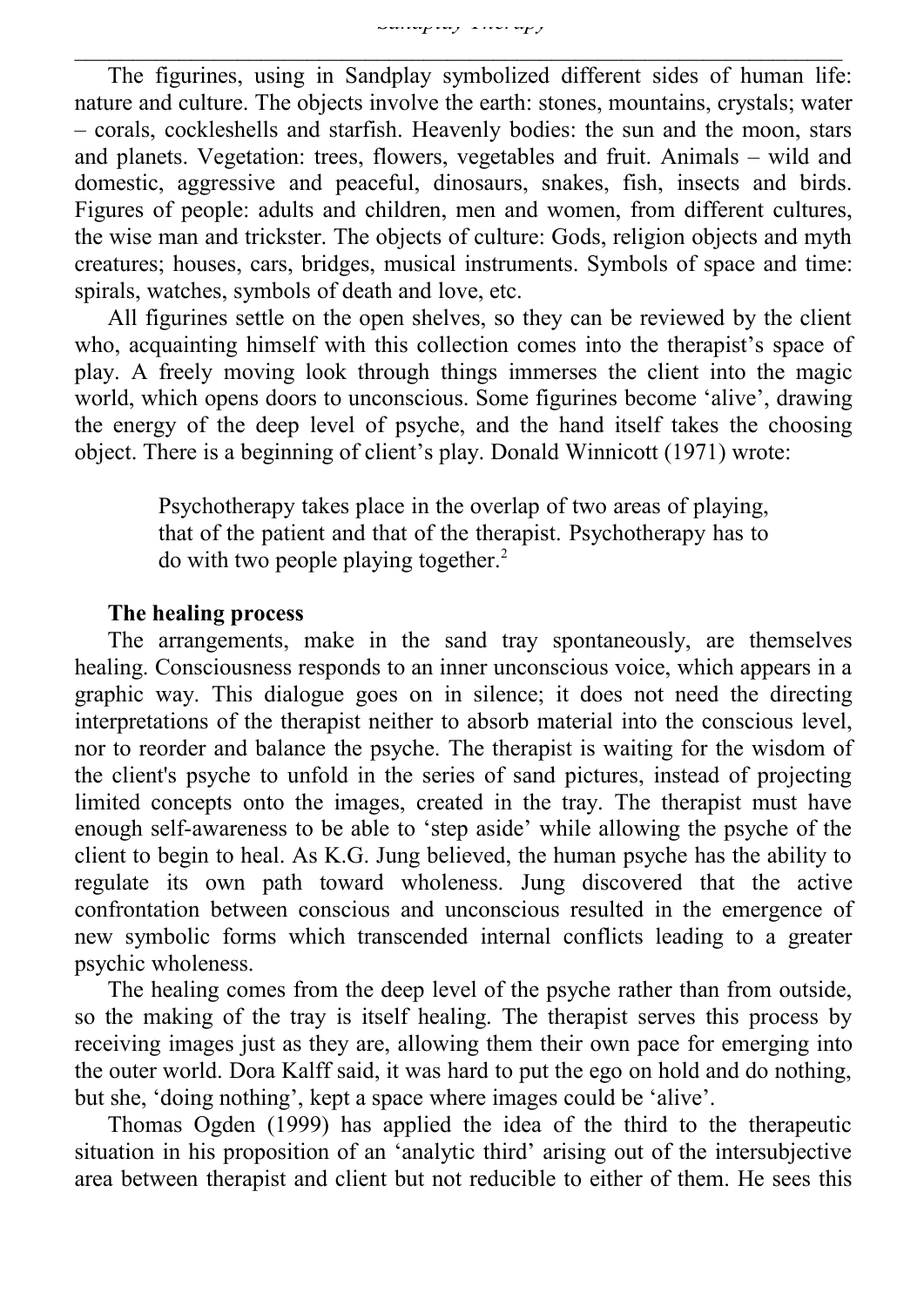The figurines, using in Sandplay symbolized different sides of human life: nature and culture. The objects involve the earth: stones, mountains, crystals; water – corals, cockleshells and starfish. Heavenly bodies: the sun and the moon, stars and planets. Vegetation: trees, flowers, vegetables and fruit. Animals – wild and domestic, aggressive and peaceful, dinosaurs, snakes, fish, insects and birds. Figures of people: adults and children, men and women, from different cultures, the wise man and trickster. The objects of culture: Gods, religion objects and myth creatures; houses, cars, bridges, musical instruments. Symbols of space and time: spirals, watches, symbols of death and love, etc.

All figurines settle on the open shelves, so they can be reviewed by the client who, acquainting himself with this collection comes into the therapist's space of play. A freely moving look through things immerses the client into the magic world, which opens doors to unconscious. Some figurines become 'alive', drawing the energy of the deep level of psyche, and the hand itself takes the choosing object. There is a beginning of client's play. Donald Winnicott (1971) wrote:

> Psychotherapy takes place in the overlap of two areas of playing, that of the patient and that of the therapist. Psychotherapy has to do with two people playing together.[2]

**The healing process**

The arrangements, make in the sand tray spontaneously, are themselves healing. Consciousness responds to an inner unconscious voice, which appears in a graphic way. This dialogue goes on in silence; it does not need the directing interpretations of the therapist neither to absorb material into the conscious level, nor to reorder and balance the psyche. The therapist is waiting for the wisdom of the client's psyche to unfold in the series of sand pictures, instead of projecting limited concepts onto the images, created in the tray. The therapist must have enough self-awareness to be able to 'step aside' while allowing the psyche of the client to begin to heal. As K.G. Jung believed, the human psyche has the ability to regulate its own path toward wholeness. Jung discovered that the active confrontation between conscious and unconscious resulted in the emergence of new symbolic forms which transcended internal conflicts leading to a greater psychic wholeness.

The healing comes from the deep level of the psyche rather than from outside, so the making of the tray is itself healing. The therapist serves this process by receiving images just as they are, allowing them their own pace for emerging into the outer world. Dora Kalff said, it was hard to put the ego on hold and do nothing, but she, 'doing nothing', kept a space where images could be 'alive'.

Thomas Ogden (1999) has applied the idea of the third to the therapeutic situation in his proposition of an 'analytic third' arising out of the intersubjective area between therapist and client but not reducible to either of them. He sees this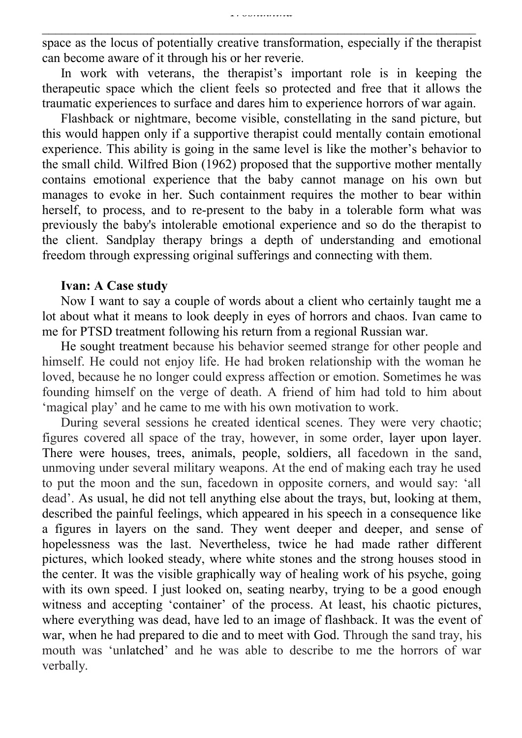space as the locus of potentially creative transformation, especially if the therapist can become aware of it through his or her reverie.

In work with veterans, the therapist's important role is in keeping the therapeutic space which the client feels so protected and free that it allows the traumatic experiences to surface and dares him to experience horrors of war again.

Flashback or nightmare, become visible, constellating in the sand picture, but this would happen only if a supportive therapist could mentally contain emotional experience. This ability is going in the same level is like the mother's behavior to the small child. Wilfred Bion (1962) proposed that the supportive mother mentally contains emotional experience that the baby cannot manage on his own but manages to evoke in her. Such containment requires the mother to bear within herself, to process, and to re-present to the baby in a tolerable form what was previously the baby's intolerable emotional experience and so do the therapist to the client. Sandplay therapy brings a depth of understanding and emotional freedom through expressing original sufferings and connecting with them.

**Ivan: A Case study**

Now I want to say a couple of words about a client who certainly taught me a lot about what it means to look deeply in eyes of horrors and chaos. Ivan came to me for PTSD treatment following his return from a regional Russian war.

He sought treatment because his behavior seemed strange for other people and himself. He could not enjoy life. He had broken relationship with the woman he loved, because he no longer could express affection or emotion. Sometimes he was founding himself on the verge of death. A friend of him had told to him about 'magical play' and he came to me with his own motivation to work.

During several sessions he created identical scenes. They were very chaotic; figures covered all space of the tray, however, in some order, layer upon layer. There were houses, trees, animals, people, soldiers, all facedown in the sand, unmoving under several military weapons. At the end of making each tray he used to put the moon and the sun, facedown in opposite corners, and would say: 'all dead'. As usual, he did not tell anything else about the trays, but, looking at them, described the painful feelings, which appeared in his speech in a consequence like a figures in layers on the sand. They went deeper and deeper, and sense of hopelessness was the last. Nevertheless, twice he had made rather different pictures, which looked steady, where white stones and the strong houses stood in the center. It was the visible graphically way of healing work of his psyche, going with its own speed. I just looked on, seating nearby, trying to be a good enough witness and accepting 'container' of the process. At least, his chaotic pictures, where everything was dead, have led to an image of flashback. It was the event of war, when he had prepared to die and to meet with God. Through the sand tray, his mouth was 'unlatched' and he was able to describe to me the horrors of war verbally.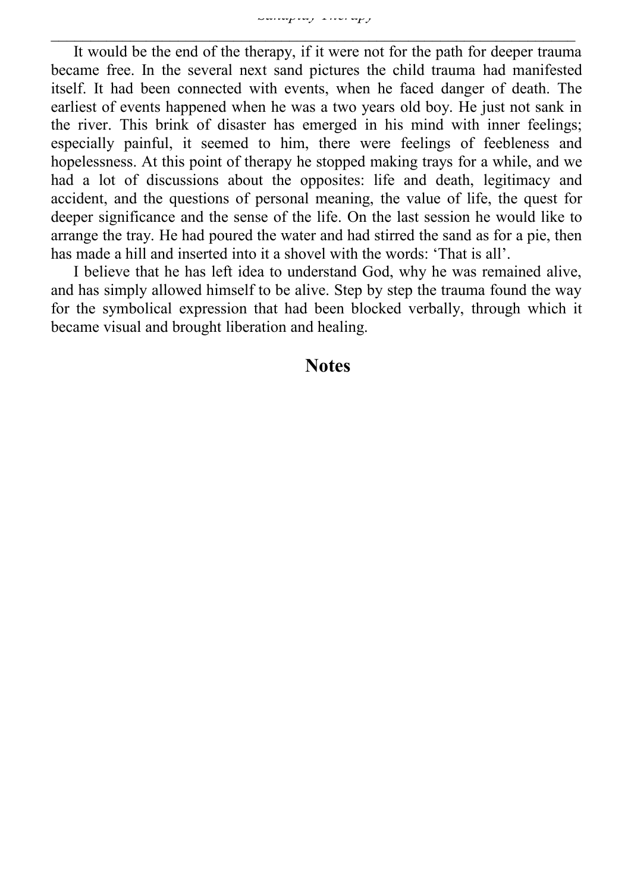It would be the end of the therapy, if it were not for the path for deeper trauma became free. In the several next sand pictures the child trauma had manifested itself. It had been connected with events, when he faced danger of death. The earliest of events happened when he was a two years old boy. He just not sank in the river. This brink of disaster has emerged in his mind with inner feelings; especially painful, it seemed to him, there were feelings of feebleness and hopelessness. At this point of therapy he stopped making trays for a while, and we had a lot of discussions about the opposites: life and death, legitimacy and accident, and the questions of personal meaning, the value of life, the quest for deeper significance and the sense of the life. On the last session he would like to arrange the tray. He had poured the water and had stirred the sand as for a pie, then has made a hill and inserted into it a shovel with the words: 'That is all'.

I believe that he has left idea to understand God, why he was remained alive, and has simply allowed himself to be alive. Step by step the trauma found the way for the symbolical expression that had been blocked verbally, through which it became visual and brought liberation and healing.

## Notes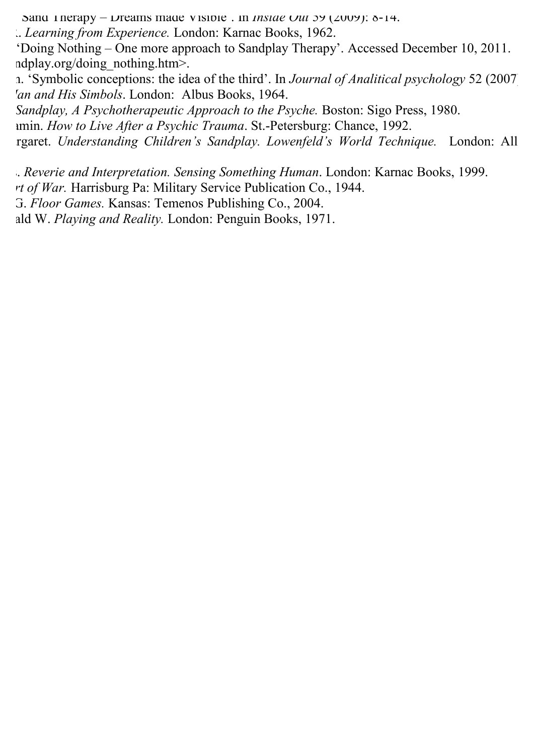Sand Therapy – Dreams made Visible'. In *Inside Out* 59 (2009): 8-14.

. *Learning from Experience.* London: Karnac Books, 1962.

'Doing Nothing – One more approach to Sandplay Therapy'. Accessed December 10, 2011. ndplay.org/doing_nothing.htm>.

1. 'Symbolic conceptions: the idea of the third'. In *Journal of Analitical psychology* 52 (2007)

*Tan and His Simbols*. London: Albus Books, 1964.

*Sandplay, A Psychotherapeutic Approach to the Psyche.* Boston: Sigo Press, 1980.

amin. *How to Live After a Psychic Trauma*. St.-Petersburg: Chance, 1992.

rgaret. *Understanding Children's Sandplay. Lowenfeld's World Technique.* London: All

. *Reverie and Interpretation. Sensing Something Human*. London: Karnac Books, 1999.

*rt of War.* Harrisburg Pa: Military Service Publication Co., 1944.

G. *Floor Games.* Kansas: Temenos Publishing Co., 2004.

ald W. *Playing and Reality.* London: Penguin Books, 1971.